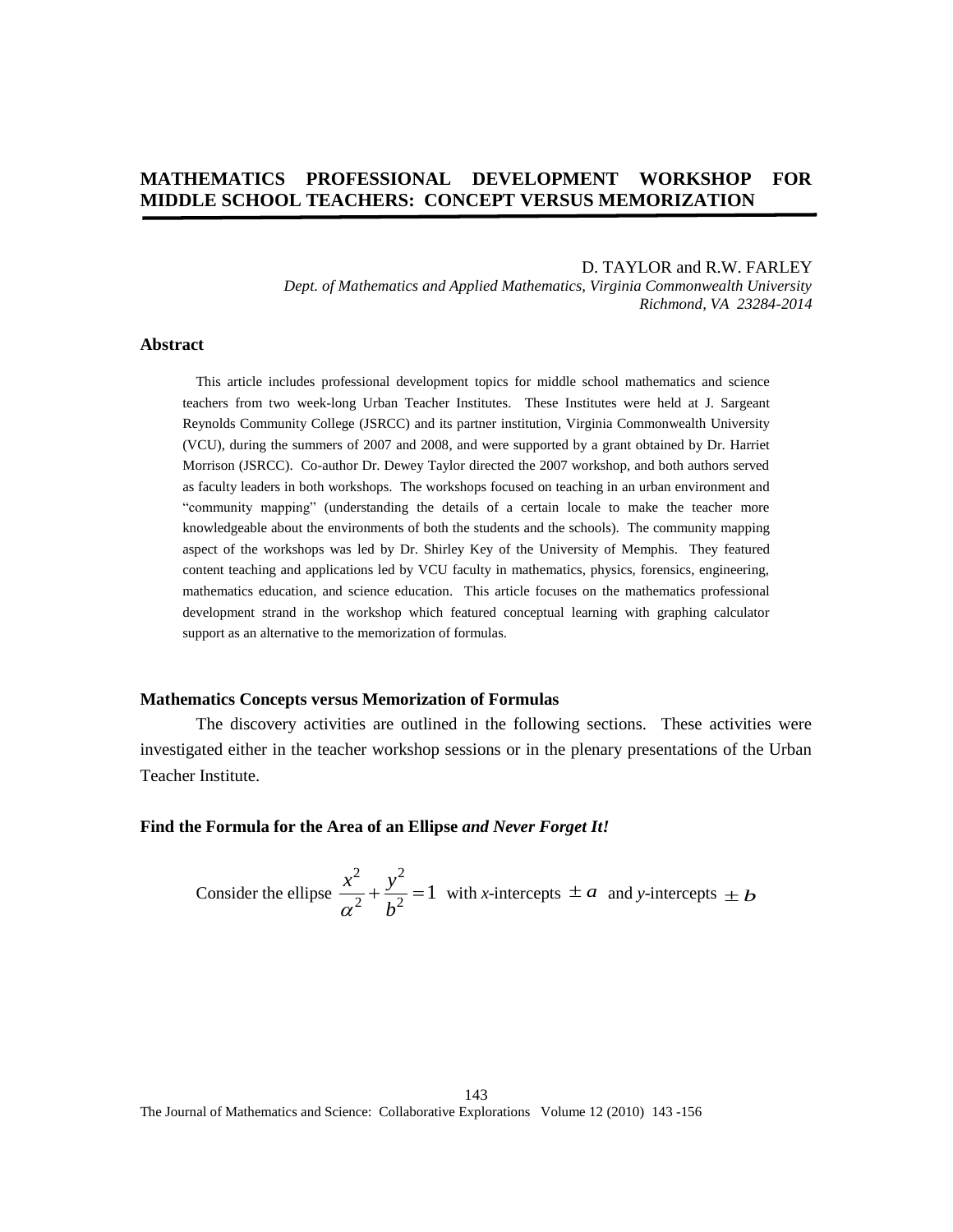# MATHEMATICS PROFESSIONAL DEVELOPMENT WORKSHOP FOR MIDDLE SCHOOL TEACHERS: CONCEPT VERSUS MEMORIZATION

D. TAYLOR and R.W. FARLEY

*Dept. of Mathematics and Applied Mathematics, Virginia Commonwealth University*
*Richmond, VA 23284-2014*

## Abstract

This article includes professional development topics for middle school mathematics and science teachers from two week-long Urban Teacher Institutes. These Institutes were held at J. Sargeant Reynolds Community College (JSRCC) and its partner institution, Virginia Commonwealth University (VCU), during the summers of 2007 and 2008, and were supported by a grant obtained by Dr. Harriet Morrison (JSRCC). Co-author Dr. Dewey Taylor directed the 2007 workshop, and both authors served as faculty leaders in both workshops. The workshops focused on teaching in an urban environment and "community mapping" (understanding the details of a certain locale to make the teacher more knowledgeable about the environments of both the students and the schools). The community mapping aspect of the workshops was led by Dr. Shirley Key of the University of Memphis. They featured content teaching and applications led by VCU faculty in mathematics, physics, forensics, engineering, mathematics education, and science education. This article focuses on the mathematics professional development strand in the workshop which featured conceptual learning with graphing calculator support as an alternative to the memorization of formulas.

## Mathematics Concepts versus Memorization of Formulas

The discovery activities are outlined in the following sections. These activities were investigated either in the teacher workshop sessions or in the plenary presentations of the Urban Teacher Institute.

## Find the Formula for the Area of an Ellipse *and Never Forget It!*

Consider the ellipse $\dfrac{x^2}{\alpha^2}+\dfrac{y^2}{b^2}=1$ with *x*-intercepts $\pm a$ and *y*-intercepts $\pm b$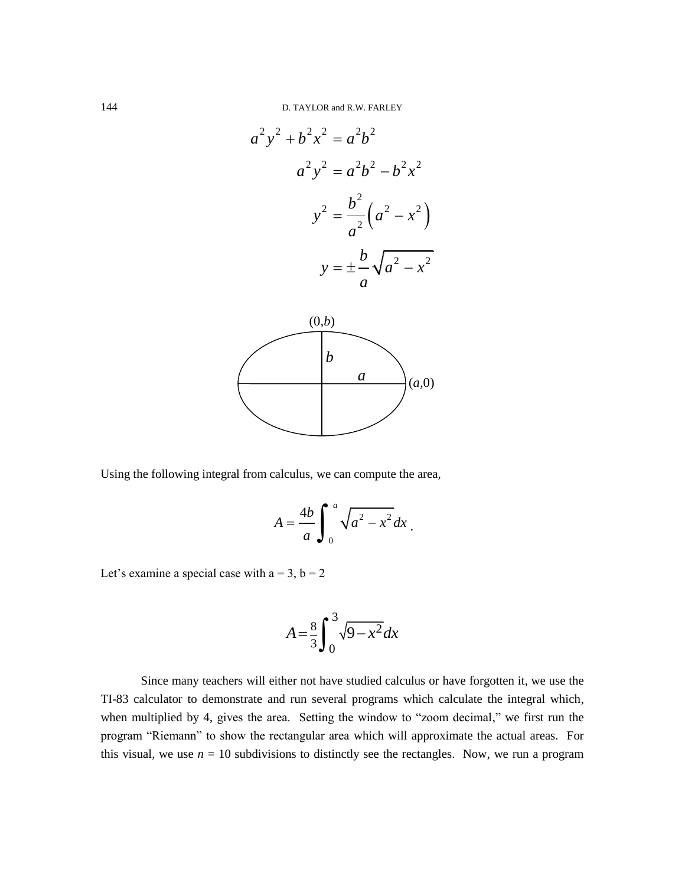$$a^2y^2 + b^2x^2 = a^2b^2$$

$$a^2y^2 = a^2b^2 - b^2x^2$$

$$y^2 = \frac{b^2}{a^2}\left(a^2 - x^2\right)$$

$$y = \pm\frac{b}{a}\sqrt{a^2 - x^2}$$

(0,*b*)

*b*

*a*

(*a*,0)

Using the following integral from calculus, we can compute the area,

$$A = \frac{4b}{a}\int_0^a \sqrt{a^2 - x^2}\,dx\,.$$

Let's examine a special case with a = 3, b = 2

$$A = \frac{8}{3}\int_0^3 \sqrt{9 - x^2}\,dx$$

Since many teachers will either not have studied calculus or have forgotten it, we use the TI-83 calculator to demonstrate and run several programs which calculate the integral which, when multiplied by 4, gives the area. Setting the window to "zoom decimal," we first run the program "Riemann" to show the rectangular area which will approximate the actual areas. For this visual, we use $n$ = 10 subdivisions to distinctly see the rectangles. Now, we run a program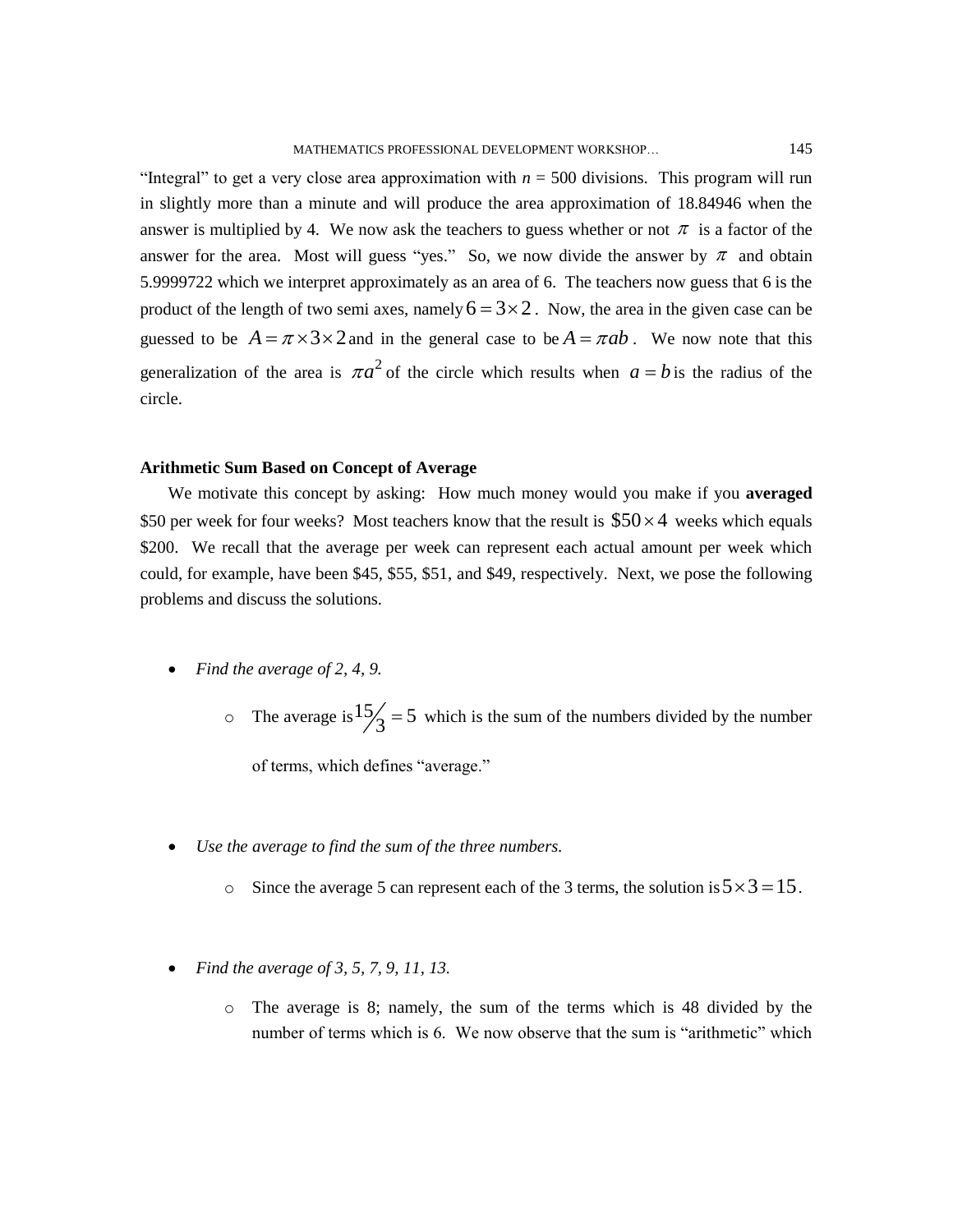“Integral” to get a very close area approximation with $n$ = 500 divisions. This program will run in slightly more than a minute and will produce the area approximation of 18.84946 when the answer is multiplied by 4. We now ask the teachers to guess whether or not $\pi$ is a factor of the answer for the area. Most will guess “yes.” So, we now divide the answer by $\pi$ and obtain 5.9999722 which we interpret approximately as an area of 6. The teachers now guess that 6 is the product of the length of two semi axes, namely $6 = 3 \times 2$. Now, the area in the given case can be guessed to be $A = \pi \times 3 \times 2$ and in the general case to be $A = \pi ab$. We now note that this generalization of the area is $\pi a^2$ of the circle which results when $a = b$ is the radius of the circle.

### Arithmetic Sum Based on Concept of Average

We motivate this concept by asking: How much money would you make if you **averaged** \$50 per week for four weeks? Most teachers know that the result is $\$50 \times 4$ weeks which equals \$200. We recall that the average per week can represent each actual amount per week which could, for example, have been \$45, \$55, \$51, and \$49, respectively. Next, we pose the following problems and discuss the solutions.

- *Find the average of 2, 4, 9.*
  - The average is $15/3 = 5$ which is the sum of the numbers divided by the number of terms, which defines “average.”

- *Use the average to find the sum of the three numbers.*
  - Since the average 5 can represent each of the 3 terms, the solution is $5 \times 3 = 15$.

- *Find the average of 3, 5, 7, 9, 11, 13.*
  - The average is 8; namely, the sum of the terms which is 48 divided by the number of terms which is 6. We now observe that the sum is “arithmetic” which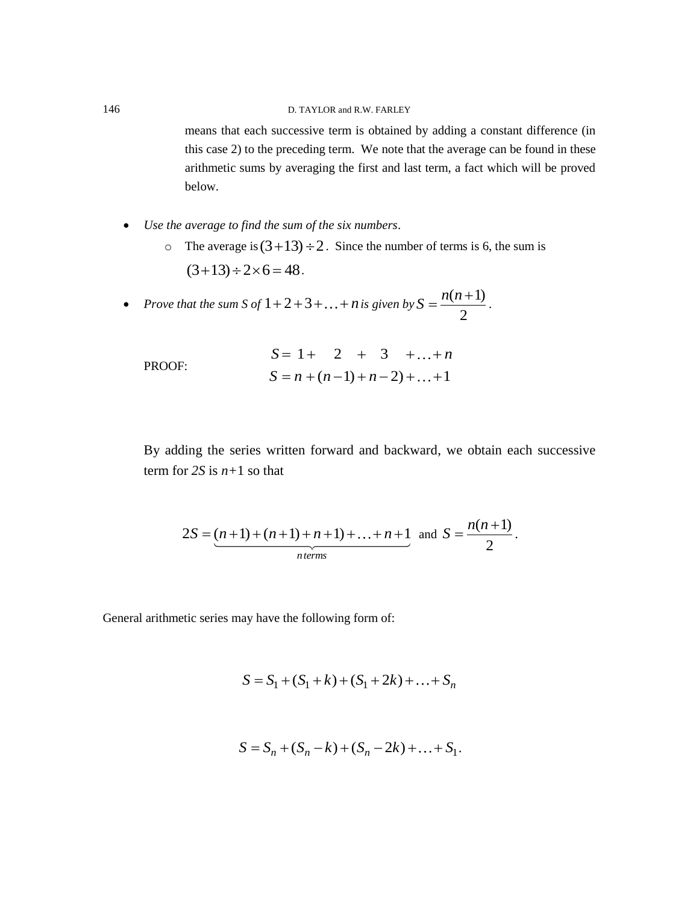means that each successive term is obtained by adding a constant difference (in this case 2) to the preceding term. We note that the average can be found in these arithmetic sums by averaging the first and last term, a fact which will be proved below.

- *Use the average to find the sum of the six numbers*.
  - The average is $(3+13)\div 2$. Since the number of terms is 6, the sum is $(3+13)\div 2\times 6=48$.
- *Prove that the sum S of* $1+2+3+\ldots+n$ *is given by* $S=\dfrac{n(n+1)}{2}$.

PROOF:

$$S = 1+ \quad 2 \quad + \quad 3 \quad +\ldots+n$$
$$S = n+(n-1)+n-2)+\ldots+1$$

By adding the series written forward and backward, we obtain each successive term for *2S* is *n*+1 so that

$$2S=\underbrace{(n+1)+(n+1)+n+1)+\ldots+n+1}_{n\,terms} \text{ and } S=\frac{n(n+1)}{2}.$$

General arithmetic series may have the following form of:

$$S=S_1+(S_1+k)+(S_1+2k)+\ldots+S_n$$

$$S=S_n+(S_n-k)+(S_n-2k)+\ldots+S_1.$$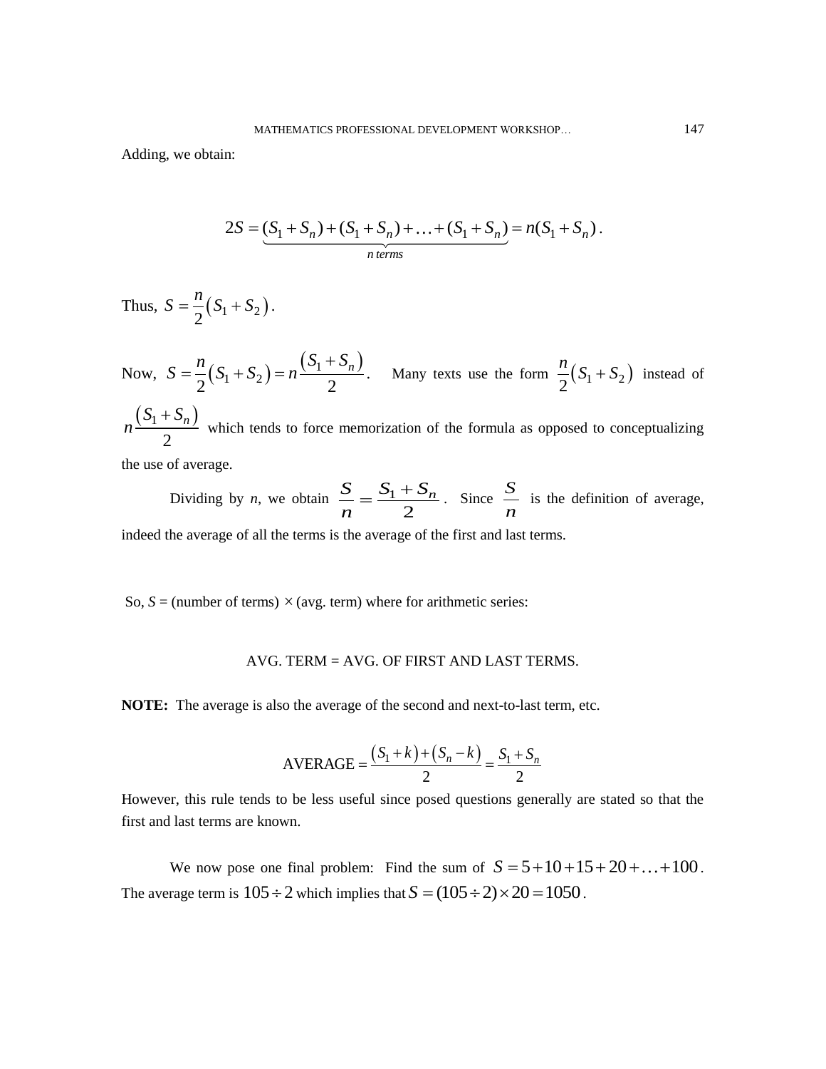Adding, we obtain:

$$2S = \underbrace{(S_1 + S_n) + (S_1 + S_n) + \ldots + (S_1 + S_n)}_{n\ terms} = n(S_1 + S_n)\,.$$

Thus, $S = \frac{n}{2}\left(S_1 + S_2\right)$.

Now, $S = \frac{n}{2}\left(S_1 + S_2\right) = n\frac{\left(S_1 + S_n\right)}{2}$. Many texts use the form $\frac{n}{2}\left(S_1 + S_2\right)$ instead of $n\frac{\left(S_1 + S_n\right)}{2}$ which tends to force memorization of the formula as opposed to conceptualizing the use of average.

Dividing by *n*, we obtain $\frac{S}{n} = \frac{S_1 + S_n}{2}$. Since $\frac{S}{n}$ is the definition of average, indeed the average of all the terms is the average of the first and last terms.

So, $S$ = (number of terms) $\times$ (avg. term) where for arithmetic series:

AVG. TERM = AVG. OF FIRST AND LAST TERMS.

**NOTE:** The average is also the average of the second and next-to-last term, etc.

$$\text{AVERAGE} = \frac{\left(S_1 + k\right) + \left(S_n - k\right)}{2} = \frac{S_1 + S_n}{2}$$

However, this rule tends to be less useful since posed questions generally are stated so that the first and last terms are known.

We now pose one final problem: Find the sum of $S = 5 + 10 + 15 + 20 + \ldots + 100$. The average term is $105 \div 2$ which implies that $S = (105 \div 2) \times 20 = 1050$.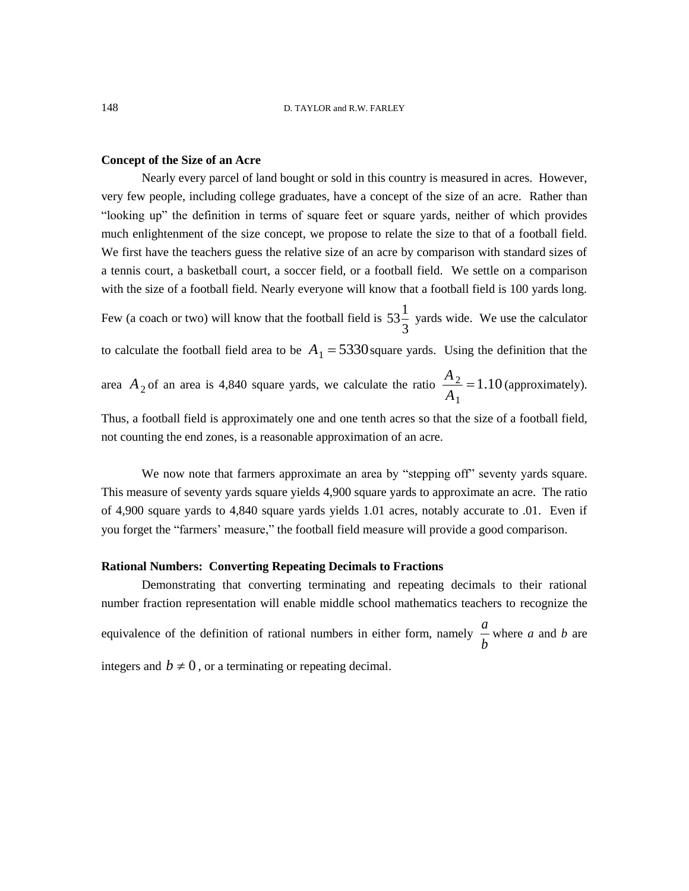**Concept of the Size of an Acre**

Nearly every parcel of land bought or sold in this country is measured in acres. However, very few people, including college graduates, have a concept of the size of an acre. Rather than "looking up" the definition in terms of square feet or square yards, neither of which provides much enlightenment of the size concept, we propose to relate the size to that of a football field. We first have the teachers guess the relative size of an acre by comparison with standard sizes of a tennis court, a basketball court, a soccer field, or a football field. We settle on a comparison with the size of a football field. Nearly everyone will know that a football field is 100 yards long. Few (a coach or two) will know that the football field is $53\frac{1}{3}$ yards wide. We use the calculator to calculate the football field area to be $A_1 = 5330$ square yards. Using the definition that the area $A_2$ of an area is 4,840 square yards, we calculate the ratio $\frac{A_2}{A_1} = 1.10$ (approximately). Thus, a football field is approximately one and one tenth acres so that the size of a football field, not counting the end zones, is a reasonable approximation of an acre.

We now note that farmers approximate an area by "stepping off" seventy yards square. This measure of seventy yards square yields 4,900 square yards to approximate an acre. The ratio of 4,900 square yards to 4,840 square yards yields 1.01 acres, notably accurate to .01. Even if you forget the "farmers' measure," the football field measure will provide a good comparison.

**Rational Numbers: Converting Repeating Decimals to Fractions**

Demonstrating that converting terminating and repeating decimals to their rational number fraction representation will enable middle school mathematics teachers to recognize the equivalence of the definition of rational numbers in either form, namely $\frac{a}{b}$ where *a* and *b* are integers and $b \neq 0$, or a terminating or repeating decimal.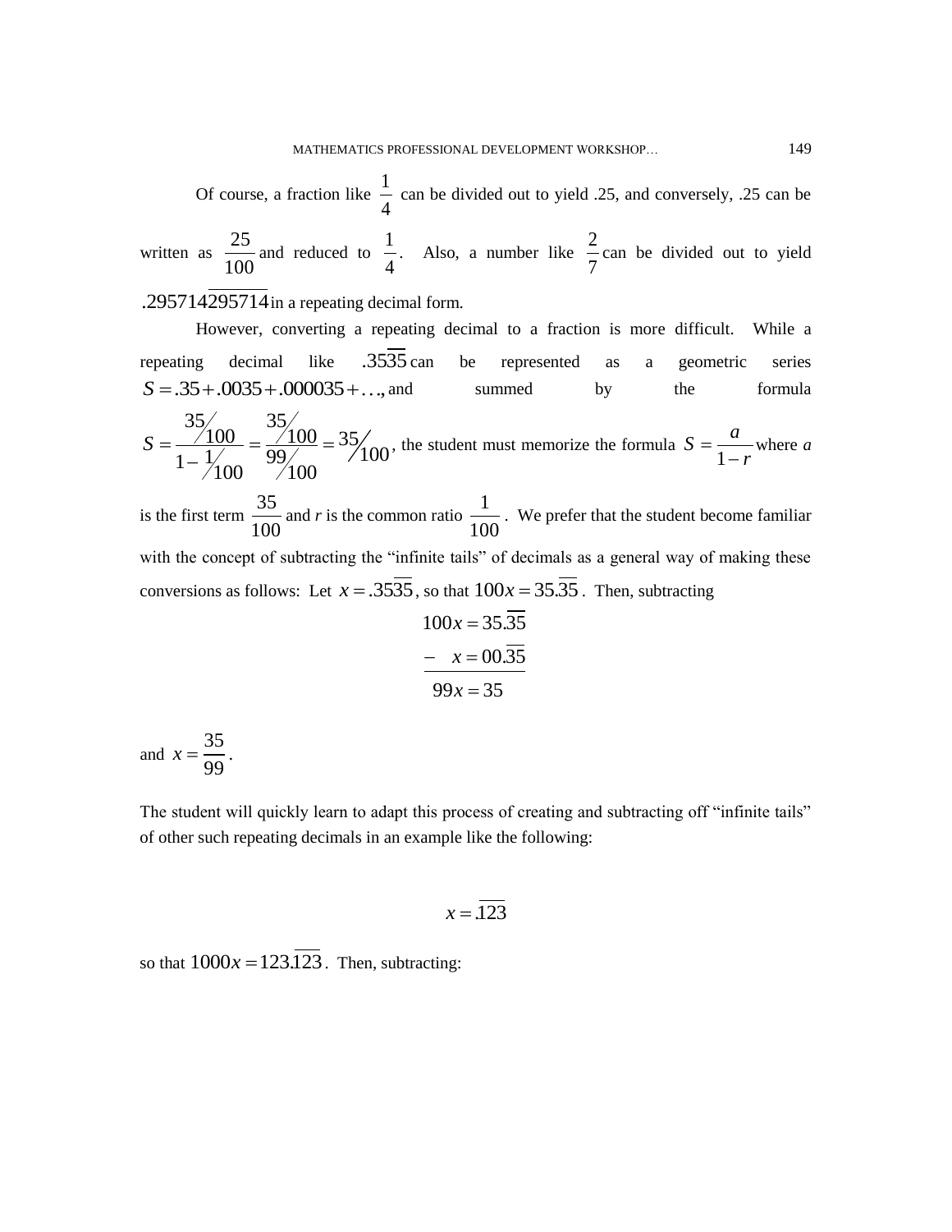Of course, a fraction like $\frac{1}{4}$ can be divided out to yield .25, and conversely, .25 can be written as $\frac{25}{100}$ and reduced to $\frac{1}{4}$. Also, a number like $\frac{2}{7}$ can be divided out to yield $.295714\overline{295714}$ in a repeating decimal form.

However, converting a repeating decimal to a fraction is more difficult. While a repeating decimal like $.35\overline{35}$ can be represented as a geometric series $S = .35 + .0035 + .000035 + \ldots$, and summed by the formula $S = \dfrac{35/100}{1 - 1/100} = \dfrac{35/100}{99/100} = 35/100$, the student must memorize the formula $S = \dfrac{a}{1-r}$ where $a$ is the first term $\frac{35}{100}$ and $r$ is the common ratio $\frac{1}{100}$. We prefer that the student become familiar with the concept of subtracting the "infinite tails" of decimals as a general way of making these conversions as follows: Let $x = .35\overline{35}$, so that $100x = 35.\overline{35}$. Then, subtracting

$$\begin{array}{r} 100x = 35.\overline{35} \\ -\quad x = 00.\overline{35} \\ \hline 99x = 35 \end{array}$$

and $x = \dfrac{35}{99}$.

The student will quickly learn to adapt this process of creating and subtracting off "infinite tails" of other such repeating decimals in an example like the following:

$$x = .\overline{123}$$

so that $1000x = 123.\overline{123}$. Then, subtracting: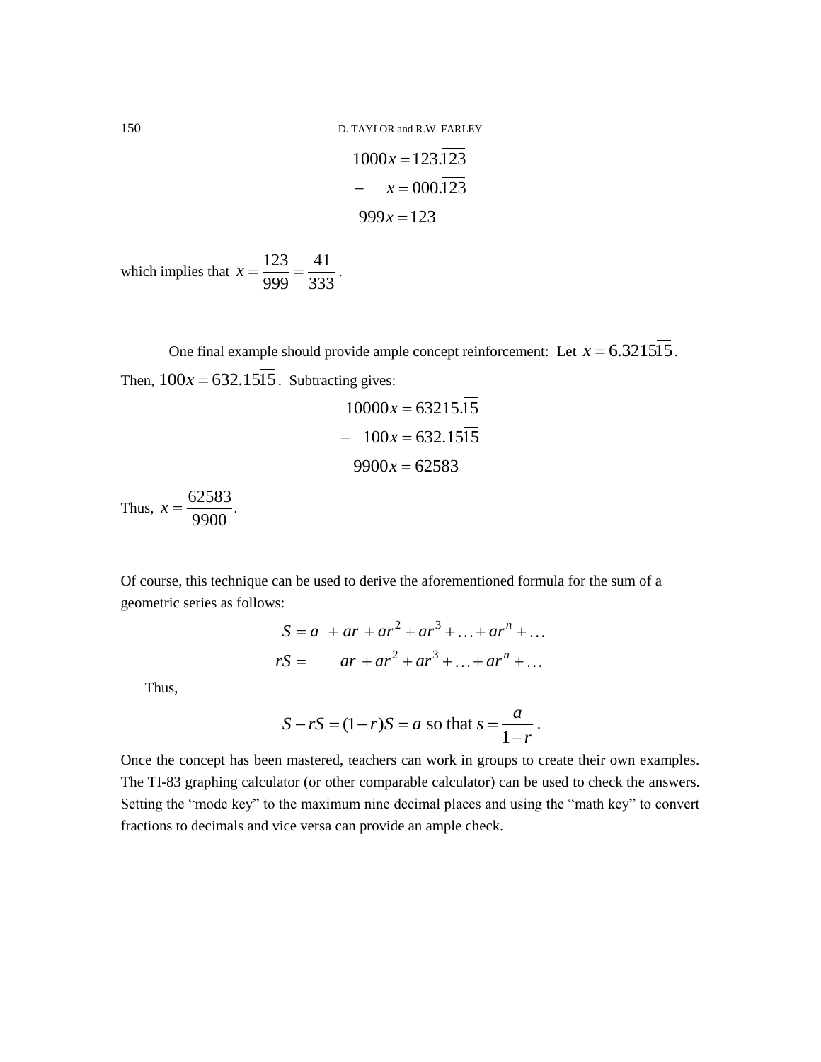$$
\begin{aligned}
1000x &= 123.\overline{123} \\
-\quad x &= 000.\overline{123} \\
\hline
999x &= 123
\end{aligned}
$$

which implies that $x = \dfrac{123}{999} = \dfrac{41}{333}$ .

One final example should provide ample concept reinforcement: Let $x = 6.3215\overline{15}$. Then, $100x = 632.15\overline{15}$. Subtracting gives:

$$
\begin{aligned}
10000x &= 63215.\overline{15} \\
-\quad 100x &= 632.15\overline{15} \\
\hline
9900x &= 62583
\end{aligned}
$$

Thus, $x = \dfrac{62583}{9900}$.

Of course, this technique can be used to derive the aforementioned formula for the sum of a geometric series as follows:

$$
\begin{aligned}
S &= a \;+ ar + ar^2 + ar^3 + \ldots + ar^n + \ldots \\
rS &= \qquad ar + ar^2 + ar^3 + \ldots + ar^n + \ldots
\end{aligned}
$$

Thus,

$$
S - rS = (1-r)S = a \text{ so that } s = \frac{a}{1-r} .
$$

Once the concept has been mastered, teachers can work in groups to create their own examples. The TI-83 graphing calculator (or other comparable calculator) can be used to check the answers. Setting the “mode key” to the maximum nine decimal places and using the “math key” to convert fractions to decimals and vice versa can provide an ample check.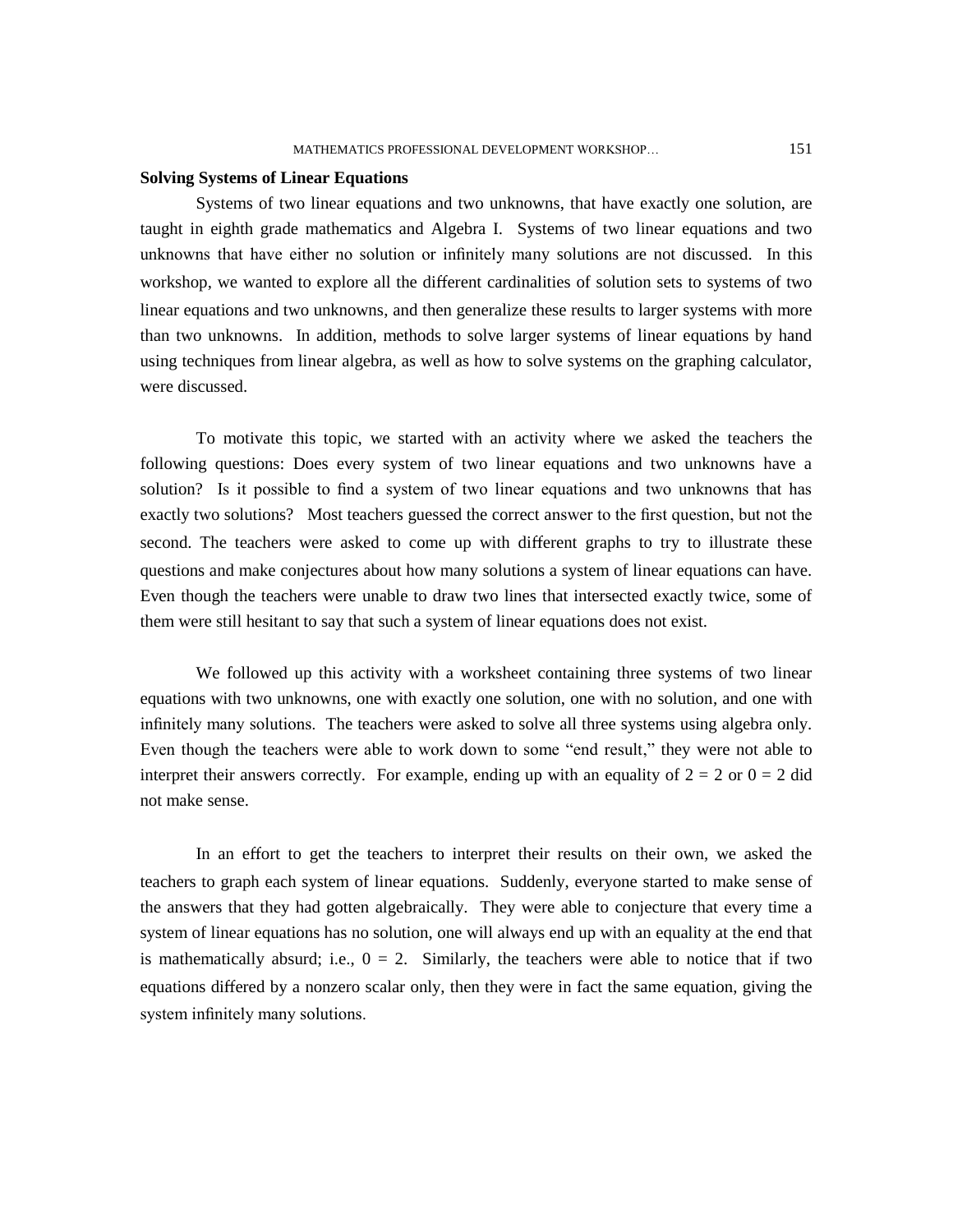**Solving Systems of Linear Equations**

Systems of two linear equations and two unknowns, that have exactly one solution, are taught in eighth grade mathematics and Algebra I. Systems of two linear equations and two unknowns that have either no solution or infinitely many solutions are not discussed. In this workshop, we wanted to explore all the different cardinalities of solution sets to systems of two linear equations and two unknowns, and then generalize these results to larger systems with more than two unknowns. In addition, methods to solve larger systems of linear equations by hand using techniques from linear algebra, as well as how to solve systems on the graphing calculator, were discussed.

To motivate this topic, we started with an activity where we asked the teachers the following questions: Does every system of two linear equations and two unknowns have a solution? Is it possible to find a system of two linear equations and two unknowns that has exactly two solutions? Most teachers guessed the correct answer to the first question, but not the second. The teachers were asked to come up with different graphs to try to illustrate these questions and make conjectures about how many solutions a system of linear equations can have. Even though the teachers were unable to draw two lines that intersected exactly twice, some of them were still hesitant to say that such a system of linear equations does not exist.

We followed up this activity with a worksheet containing three systems of two linear equations with two unknowns, one with exactly one solution, one with no solution, and one with infinitely many solutions. The teachers were asked to solve all three systems using algebra only. Even though the teachers were able to work down to some "end result," they were not able to interpret their answers correctly. For example, ending up with an equality of $2 = 2$ or $0 = 2$ did not make sense.

In an effort to get the teachers to interpret their results on their own, we asked the teachers to graph each system of linear equations. Suddenly, everyone started to make sense of the answers that they had gotten algebraically. They were able to conjecture that every time a system of linear equations has no solution, one will always end up with an equality at the end that is mathematically absurd; i.e., $0 = 2$. Similarly, the teachers were able to notice that if two equations differed by a nonzero scalar only, then they were in fact the same equation, giving the system infinitely many solutions.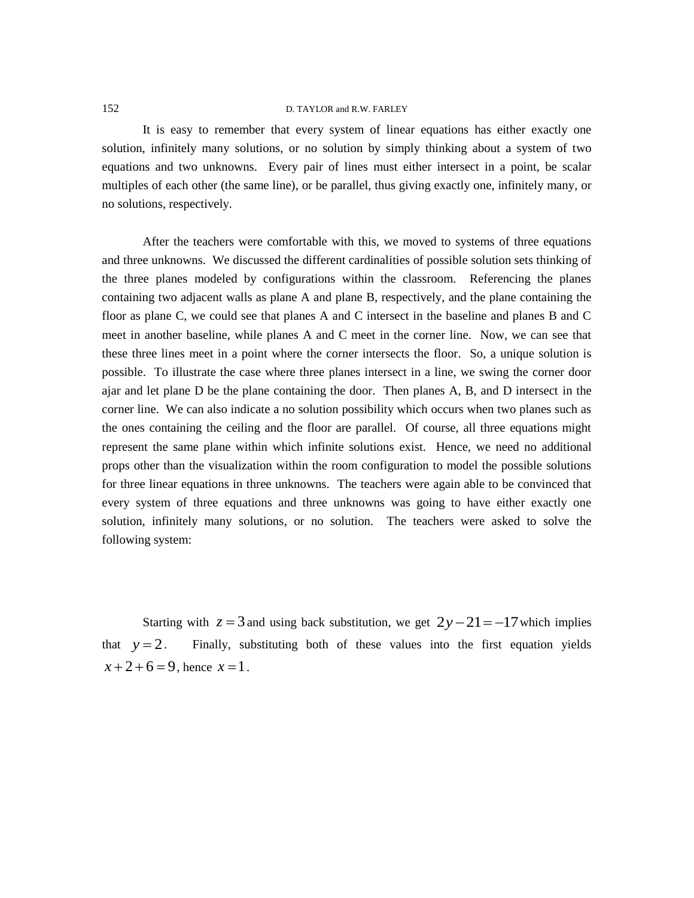It is easy to remember that every system of linear equations has either exactly one solution, infinitely many solutions, or no solution by simply thinking about a system of two equations and two unknowns. Every pair of lines must either intersect in a point, be scalar multiples of each other (the same line), or be parallel, thus giving exactly one, infinitely many, or no solutions, respectively.

After the teachers were comfortable with this, we moved to systems of three equations and three unknowns. We discussed the different cardinalities of possible solution sets thinking of the three planes modeled by configurations within the classroom. Referencing the planes containing two adjacent walls as plane A and plane B, respectively, and the plane containing the floor as plane C, we could see that planes A and C intersect in the baseline and planes B and C meet in another baseline, while planes A and C meet in the corner line. Now, we can see that these three lines meet in a point where the corner intersects the floor. So, a unique solution is possible. To illustrate the case where three planes intersect in a line, we swing the corner door ajar and let plane D be the plane containing the door. Then planes A, B, and D intersect in the corner line. We can also indicate a no solution possibility which occurs when two planes such as the ones containing the ceiling and the floor are parallel. Of course, all three equations might represent the same plane within which infinite solutions exist. Hence, we need no additional props other than the visualization within the room configuration to model the possible solutions for three linear equations in three unknowns. The teachers were again able to be convinced that every system of three equations and three unknowns was going to have either exactly one solution, infinitely many solutions, or no solution. The teachers were asked to solve the following system:

Starting with $z = 3$ and using back substitution, we get $2y - 21 = -17$ which implies that $y = 2$. Finally, substituting both of these values into the first equation yields $x + 2 + 6 = 9$, hence $x = 1$.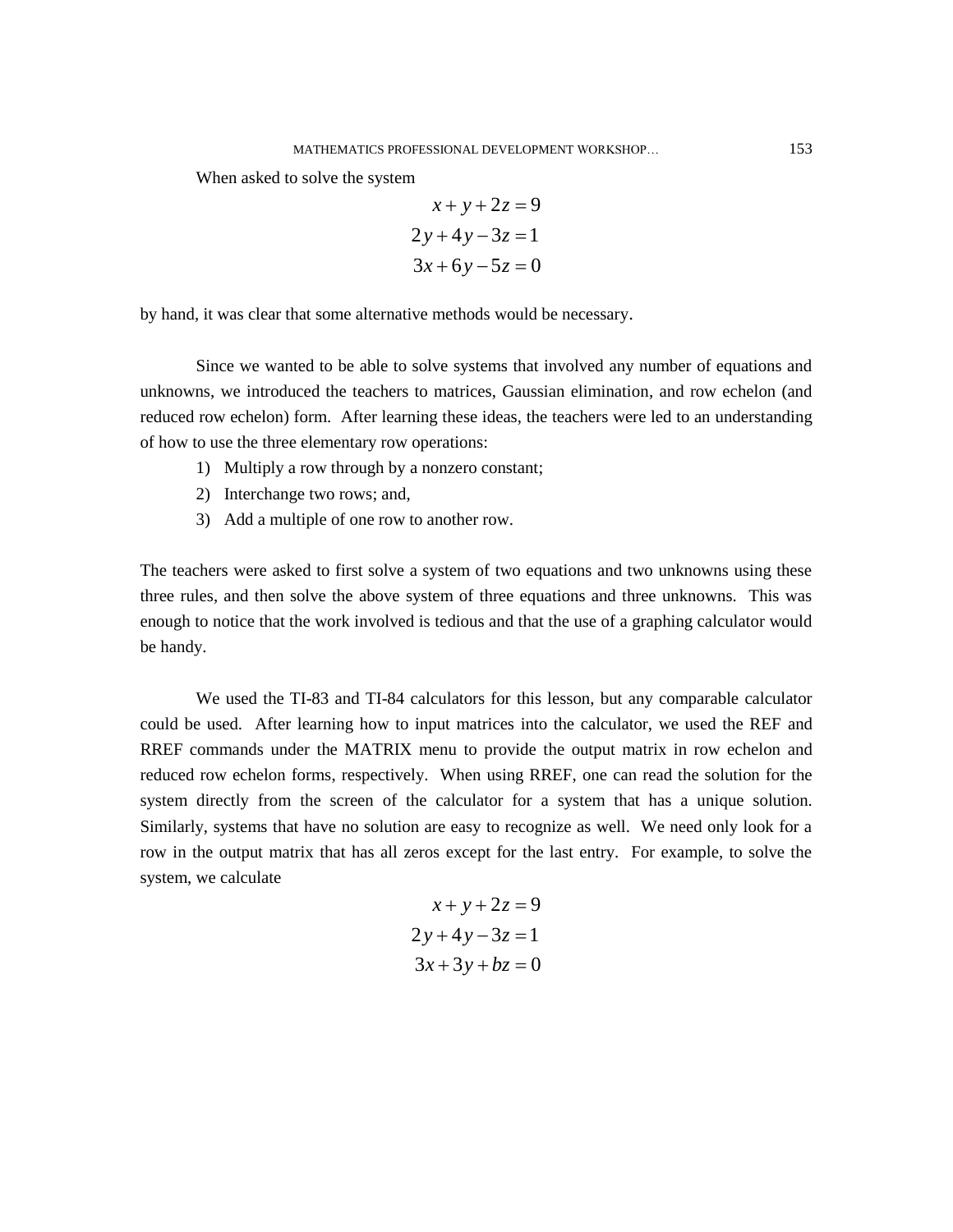When asked to solve the system

$$
\begin{aligned}
x + y + 2z &= 9 \\
2y + 4y - 3z &= 1 \\
3x + 6y - 5z &= 0
\end{aligned}
$$

by hand, it was clear that some alternative methods would be necessary.

Since we wanted to be able to solve systems that involved any number of equations and unknowns, we introduced the teachers to matrices, Gaussian elimination, and row echelon (and reduced row echelon) form. After learning these ideas, the teachers were led to an understanding of how to use the three elementary row operations:

1) Multiply a row through by a nonzero constant;
2) Interchange two rows; and,
3) Add a multiple of one row to another row.

The teachers were asked to first solve a system of two equations and two unknowns using these three rules, and then solve the above system of three equations and three unknowns. This was enough to notice that the work involved is tedious and that the use of a graphing calculator would be handy.

We used the TI-83 and TI-84 calculators for this lesson, but any comparable calculator could be used. After learning how to input matrices into the calculator, we used the REF and RREF commands under the MATRIX menu to provide the output matrix in row echelon and reduced row echelon forms, respectively. When using RREF, one can read the solution for the system directly from the screen of the calculator for a system that has a unique solution. Similarly, systems that have no solution are easy to recognize as well. We need only look for a row in the output matrix that has all zeros except for the last entry. For example, to solve the system, we calculate

$$
\begin{aligned}
x + y + 2z &= 9 \\
2y + 4y - 3z &= 1 \\
3x + 3y + bz &= 0
\end{aligned}
$$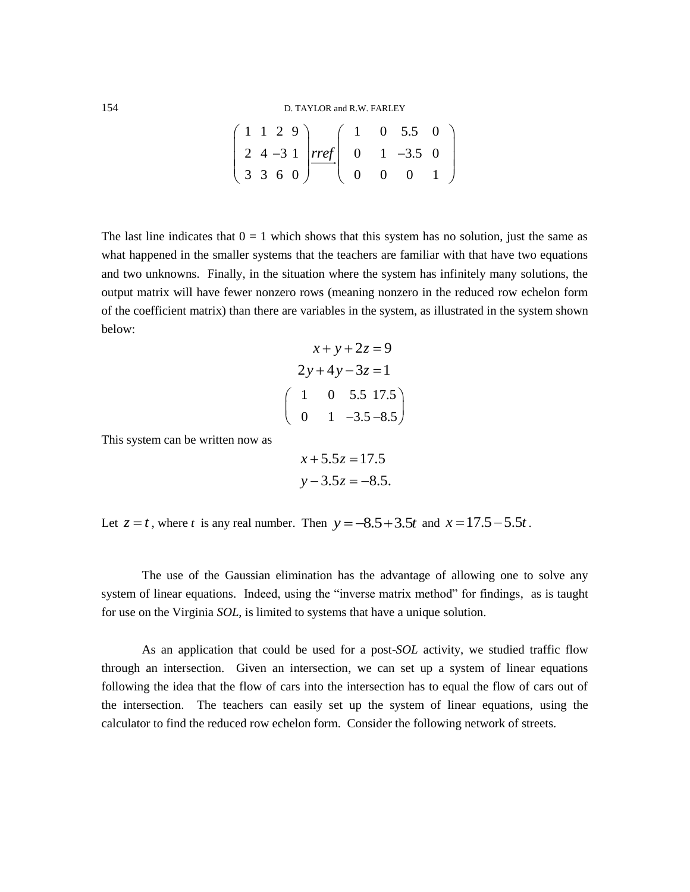$$\begin{pmatrix} 1 & 1 & 2 & 9 \\ 2 & 4 & -3 & 1 \\ 3 & 3 & 6 & 0 \end{pmatrix} \xrightarrow{rref} \begin{pmatrix} 1 & 0 & 5.5 & 0 \\ 0 & 1 & -3.5 & 0 \\ 0 & 0 & 0 & 1 \end{pmatrix}$$

The last line indicates that 0 = 1 which shows that this system has no solution, just the same as what happened in the smaller systems that the teachers are familiar with that have two equations and two unknowns. Finally, in the situation where the system has infinitely many solutions, the output matrix will have fewer nonzero rows (meaning nonzero in the reduced row echelon form of the coefficient matrix) than there are variables in the system, as illustrated in the system shown below:

$$x + y + 2z = 9$$
$$2y + 4y - 3z = 1$$

$$\begin{pmatrix} 1 & 0 & 5.5 & 17.5 \\ 0 & 1 & -3.5 & -8.5 \end{pmatrix}$$

This system can be written now as

$$x + 5.5z = 17.5$$
$$y - 3.5z = -8.5.$$

Let $z = t$, where $t$ is any real number. Then $y = -8.5 + 3.5t$ and $x = 17.5 - 5.5t$.

The use of the Gaussian elimination has the advantage of allowing one to solve any system of linear equations. Indeed, using the "inverse matrix method" for findings, as is taught for use on the Virginia *SOL*, is limited to systems that have a unique solution.

As an application that could be used for a post-*SOL* activity, we studied traffic flow through an intersection. Given an intersection, we can set up a system of linear equations following the idea that the flow of cars into the intersection has to equal the flow of cars out of the intersection. The teachers can easily set up the system of linear equations, using the calculator to find the reduced row echelon form. Consider the following network of streets.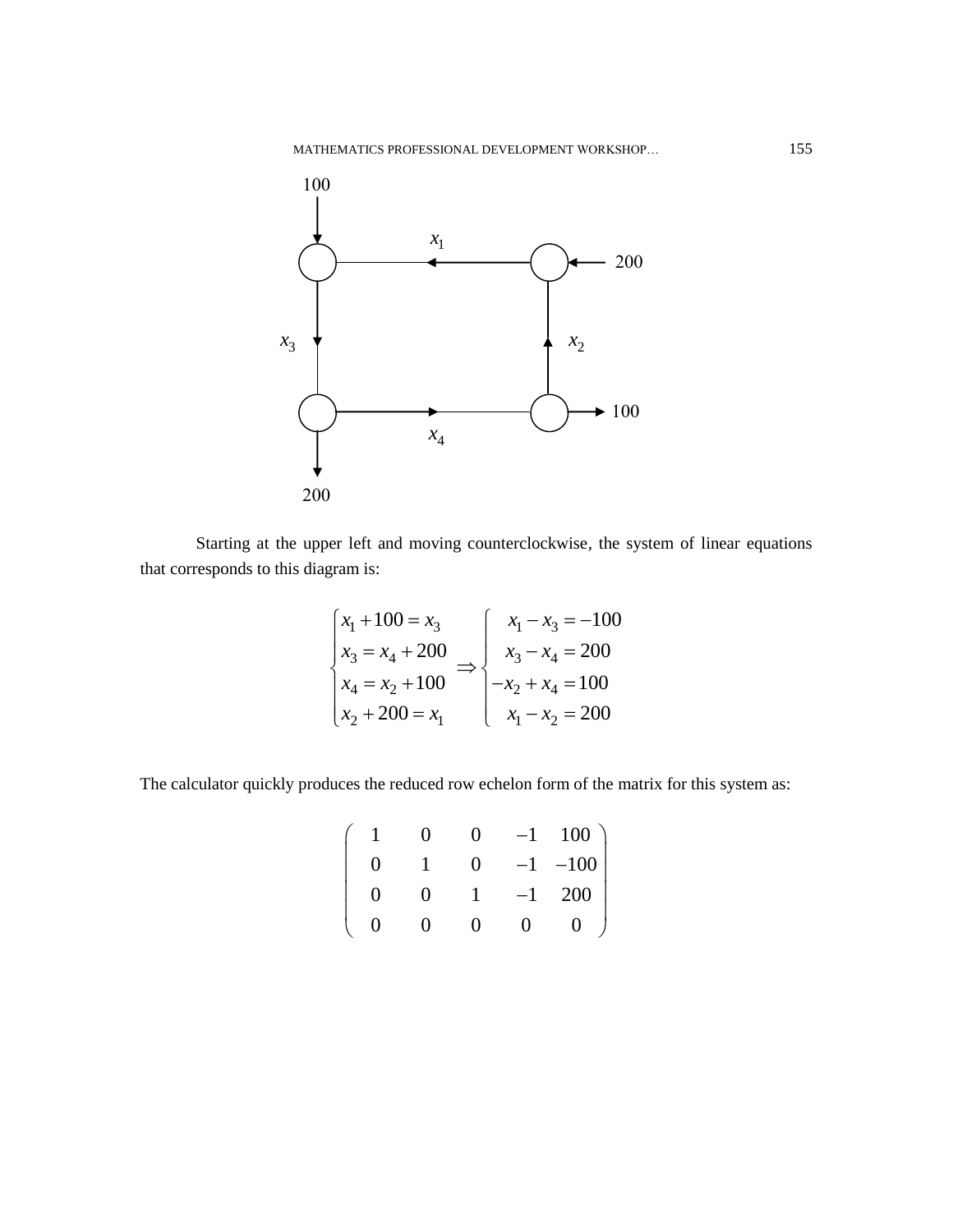Starting at the upper left and moving counterclockwise, the system of linear equations that corresponds to this diagram is:

$$
\begin{cases} x_1 + 100 = x_3 \\ x_3 = x_4 + 200 \\ x_4 = x_2 + 100 \\ x_2 + 200 = x_1 \end{cases} \Rightarrow \begin{cases} x_1 - x_3 = -100 \\ x_3 - x_4 = 200 \\ -x_2 + x_4 = 100 \\ x_1 - x_2 = 200 \end{cases}
$$

The calculator quickly produces the reduced row echelon form of the matrix for this system as:

$$
\begin{pmatrix} 1 & 0 & 0 & -1 & 100 \\ 0 & 1 & 0 & -1 & -100 \\ 0 & 0 & 1 & -1 & 200 \\ 0 & 0 & 0 & 0 & 0 \end{pmatrix}
$$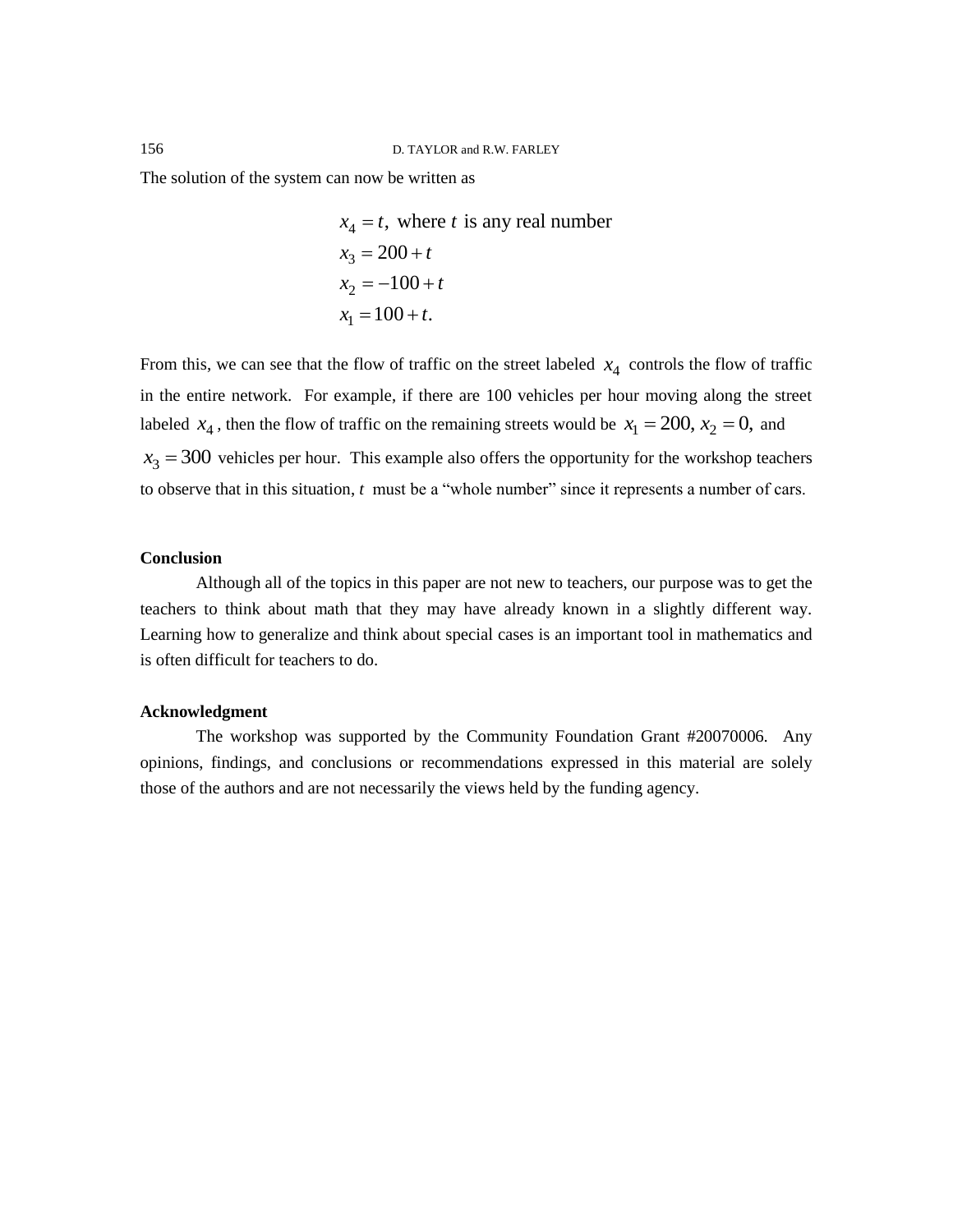The solution of the system can now be written as

$$
\begin{aligned}
x_4 &= t, \text{ where } t \text{ is any real number} \\
x_3 &= 200 + t \\
x_2 &= -100 + t \\
x_1 &= 100 + t.
\end{aligned}
$$

From this, we can see that the flow of traffic on the street labeled $x_4$ controls the flow of traffic in the entire network. For example, if there are 100 vehicles per hour moving along the street labeled $x_4$, then the flow of traffic on the remaining streets would be $x_1 = 200, x_2 = 0,$ and $x_3 = 300$ vehicles per hour. This example also offers the opportunity for the workshop teachers to observe that in this situation, $t$ must be a "whole number" since it represents a number of cars.

**Conclusion**

Although all of the topics in this paper are not new to teachers, our purpose was to get the teachers to think about math that they may have already known in a slightly different way. Learning how to generalize and think about special cases is an important tool in mathematics and is often difficult for teachers to do.

**Acknowledgment**

The workshop was supported by the Community Foundation Grant #20070006. Any opinions, findings, and conclusions or recommendations expressed in this material are solely those of the authors and are not necessarily the views held by the funding agency.